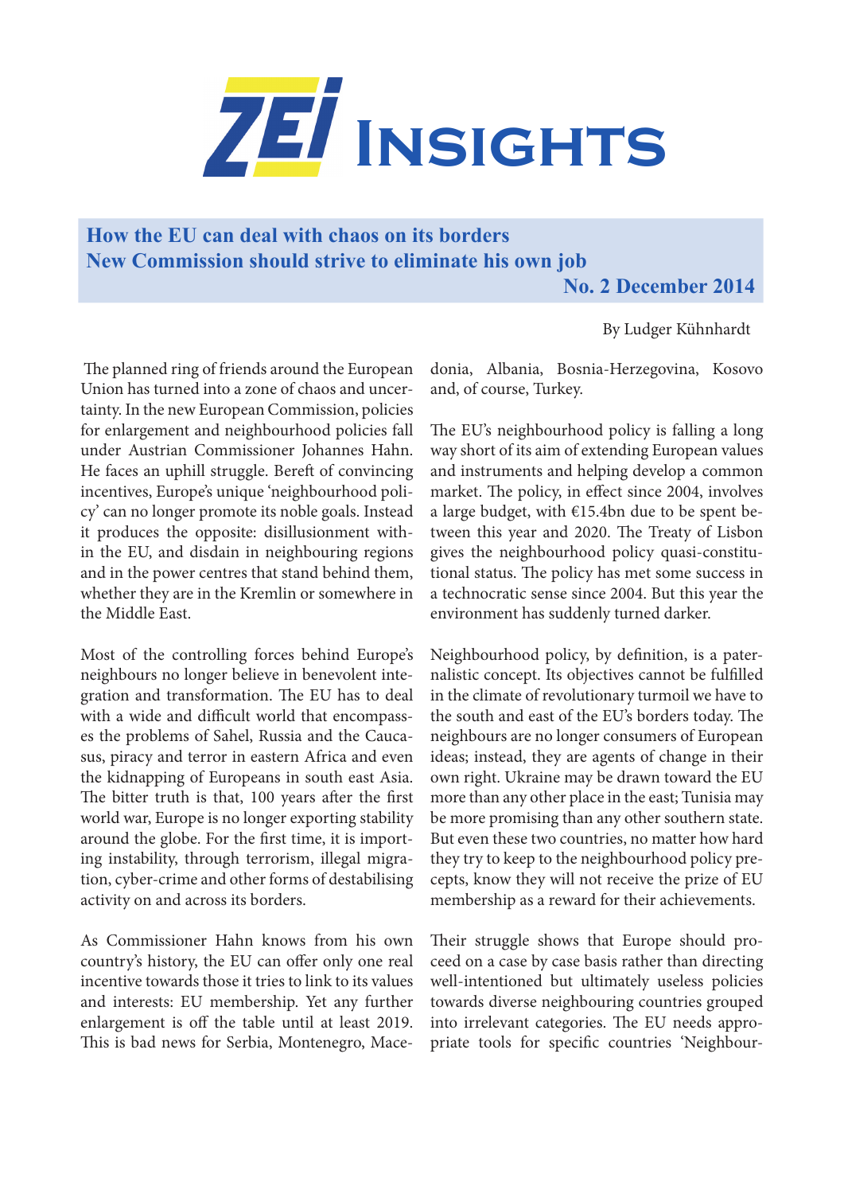# ZEI Insights

## How the EU can deal with chaos on its borders
## New Commission should strive to eliminate his own job

**No. 2 December 2014**

By Ludger Kühnhardt

The planned ring of friends around the European Union has turned into a zone of chaos and uncertainty. In the new European Commission, policies for enlargement and neighbourhood policies fall under Austrian Commissioner Johannes Hahn. He faces an uphill struggle. Bereft of convincing incentives, Europe's unique 'neighbourhood policy' can no longer promote its noble goals. Instead it produces the opposite: disillusionment within the EU, and disdain in neighbouring regions and in the power centres that stand behind them, whether they are in the Kremlin or somewhere in the Middle East.

Most of the controlling forces behind Europe's neighbours no longer believe in benevolent integration and transformation. The EU has to deal with a wide and difficult world that encompasses the problems of Sahel, Russia and the Caucasus, piracy and terror in eastern Africa and even the kidnapping of Europeans in south east Asia. The bitter truth is that, 100 years after the first world war, Europe is no longer exporting stability around the globe. For the first time, it is importing instability, through terrorism, illegal migration, cyber-crime and other forms of destabilising activity on and across its borders.

As Commissioner Hahn knows from his own country's history, the EU can offer only one real incentive towards those it tries to link to its values and interests: EU membership. Yet any further enlargement is off the table until at least 2019. This is bad news for Serbia, Montenegro, Macedonia, Albania, Bosnia-Herzegovina, Kosovo and, of course, Turkey.

The EU's neighbourhood policy is falling a long way short of its aim of extending European values and instruments and helping develop a common market. The policy, in effect since 2004, involves a large budget, with €15.4bn due to be spent between this year and 2020. The Treaty of Lisbon gives the neighbourhood policy quasi-constitutional status. The policy has met some success in a technocratic sense since 2004. But this year the environment has suddenly turned darker.

Neighbourhood policy, by definition, is a paternalistic concept. Its objectives cannot be fulfilled in the climate of revolutionary turmoil we have to the south and east of the EU's borders today. The neighbours are no longer consumers of European ideas; instead, they are agents of change in their own right. Ukraine may be drawn toward the EU more than any other place in the east; Tunisia may be more promising than any other southern state. But even these two countries, no matter how hard they try to keep to the neighbourhood policy precepts, know they will not receive the prize of EU membership as a reward for their achievements.

Their struggle shows that Europe should proceed on a case by case basis rather than directing well-intentioned but ultimately useless policies towards diverse neighbouring countries grouped into irrelevant categories. The EU needs appropriate tools for specific countries 'Neighbour-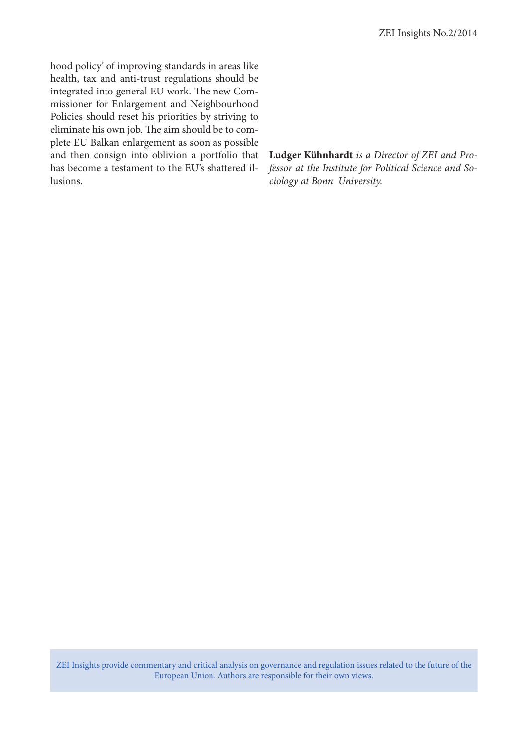hood policy' of improving standards in areas like health, tax and anti-trust regulations should be integrated into general EU work. The new Commissioner for Enlargement and Neighbourhood Policies should reset his priorities by striving to eliminate his own job. The aim should be to complete EU Balkan enlargement as soon as possible and then consign into oblivion a portfolio that has become a testament to the EU's shattered illusions.

**Ludger Kühnhardt** *is a Director of ZEI and Professor at the Institute for Political Science and Sociology at Bonn University.*

ZEI Insights provide commentary and critical analysis on governance and regulation issues related to the future of the European Union. Authors are responsible for their own views.